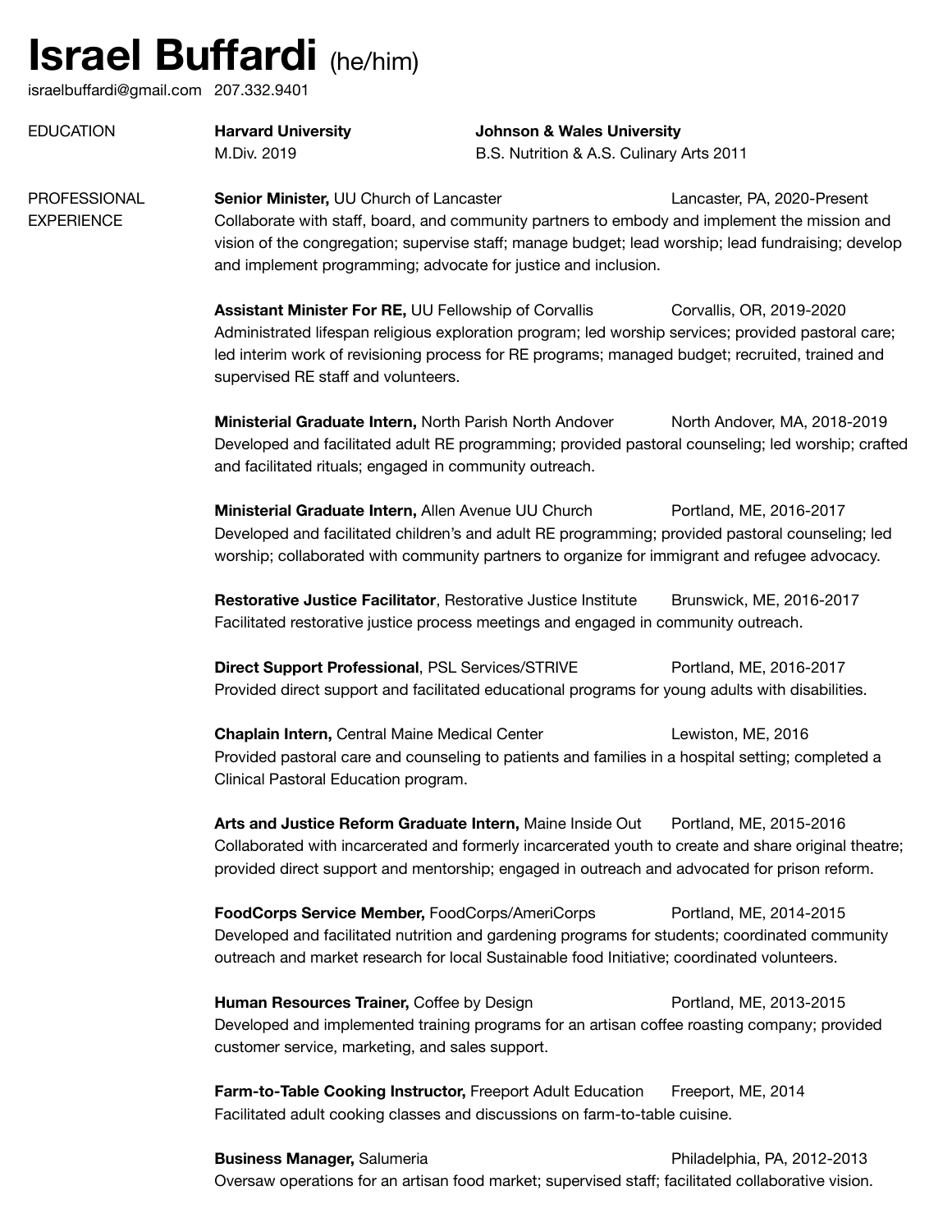# Israel Buffardi (he/him)

israelbuffardi@gmail.com 207.332.9401

## EDUCATION

**Harvard University**
M.Div. 2019

**Johnson & Wales University**
B.S. Nutrition & A.S. Culinary Arts 2011

## PROFESSIONAL EXPERIENCE

**Senior Minister,** UU Church of Lancaster — Lancaster, PA, 2020-Present
Collaborate with staff, board, and community partners to embody and implement the mission and vision of the congregation; supervise staff; manage budget; lead worship; lead fundraising; develop and implement programming; advocate for justice and inclusion.

**Assistant Minister For RE,** UU Fellowship of Corvallis — Corvallis, OR, 2019-2020
Administrated lifespan religious exploration program; led worship services; provided pastoral care; led interim work of revisioning process for RE programs; managed budget; recruited, trained and supervised RE staff and volunteers.

**Ministerial Graduate Intern,** North Parish North Andover — North Andover, MA, 2018-2019
Developed and facilitated adult RE programming; provided pastoral counseling; led worship; crafted and facilitated rituals; engaged in community outreach.

**Ministerial Graduate Intern,** Allen Avenue UU Church — Portland, ME, 2016-2017
Developed and facilitated children's and adult RE programming; provided pastoral counseling; led worship; collaborated with community partners to organize for immigrant and refugee advocacy.

**Restorative Justice Facilitator**, Restorative Justice Institute — Brunswick, ME, 2016-2017
Facilitated restorative justice process meetings and engaged in community outreach.

**Direct Support Professional**, PSL Services/STRIVE — Portland, ME, 2016-2017
Provided direct support and facilitated educational programs for young adults with disabilities.

**Chaplain Intern,** Central Maine Medical Center — Lewiston, ME, 2016
Provided pastoral care and counseling to patients and families in a hospital setting; completed a Clinical Pastoral Education program.

**Arts and Justice Reform Graduate Intern,** Maine Inside Out — Portland, ME, 2015-2016
Collaborated with incarcerated and formerly incarcerated youth to create and share original theatre; provided direct support and mentorship; engaged in outreach and advocated for prison reform.

**FoodCorps Service Member,** FoodCorps/AmeriCorps — Portland, ME, 2014-2015
Developed and facilitated nutrition and gardening programs for students; coordinated community outreach and market research for local Sustainable food Initiative; coordinated volunteers.

**Human Resources Trainer,** Coffee by Design — Portland, ME, 2013-2015
Developed and implemented training programs for an artisan coffee roasting company; provided customer service, marketing, and sales support.

**Farm-to-Table Cooking Instructor,** Freeport Adult Education — Freeport, ME, 2014
Facilitated adult cooking classes and discussions on farm-to-table cuisine.

**Business Manager,** Salumeria — Philadelphia, PA, 2012-2013
Oversaw operations for an artisan food market; supervised staff; facilitated collaborative vision.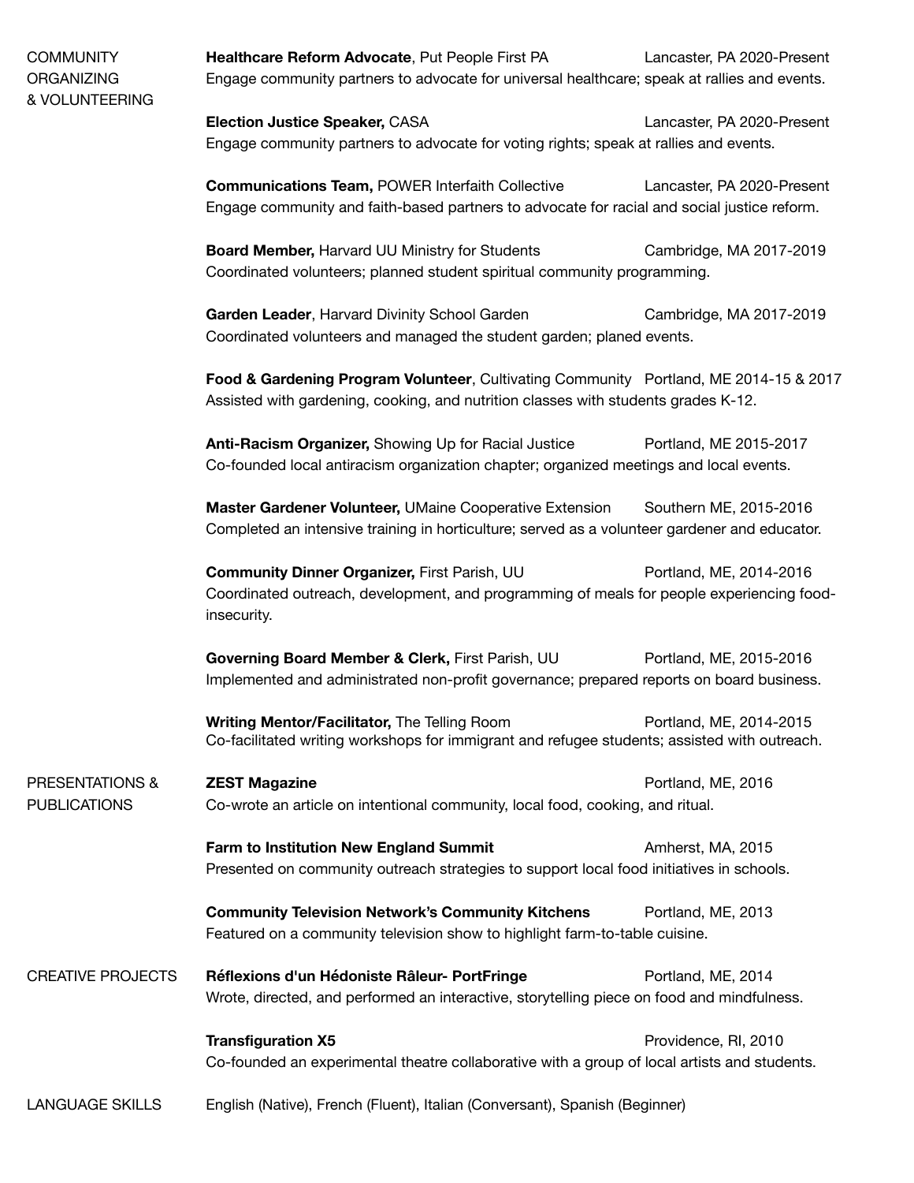## COMMUNITY ORGANIZING & VOLUNTEERING

**Healthcare Reform Advocate**, Put People First PA — Lancaster, PA 2020-Present
Engage community partners to advocate for universal healthcare; speak at rallies and events.

**Election Justice Speaker,** CASA — Lancaster, PA 2020-Present
Engage community partners to advocate for voting rights; speak at rallies and events.

**Communications Team,** POWER Interfaith Collective — Lancaster, PA 2020-Present
Engage community and faith-based partners to advocate for racial and social justice reform.

**Board Member,** Harvard UU Ministry for Students — Cambridge, MA 2017-2019
Coordinated volunteers; planned student spiritual community programming.

**Garden Leader**, Harvard Divinity School Garden — Cambridge, MA 2017-2019
Coordinated volunteers and managed the student garden; planed events.

**Food & Gardening Program Volunteer**, Cultivating Community — Portland, ME 2014-15 & 2017
Assisted with gardening, cooking, and nutrition classes with students grades K-12.

**Anti-Racism Organizer,** Showing Up for Racial Justice — Portland, ME 2015-2017
Co-founded local antiracism organization chapter; organized meetings and local events.

**Master Gardener Volunteer,** UMaine Cooperative Extension — Southern ME, 2015-2016
Completed an intensive training in horticulture; served as a volunteer gardener and educator.

**Community Dinner Organizer,** First Parish, UU — Portland, ME, 2014-2016
Coordinated outreach, development, and programming of meals for people experiencing food-insecurity.

**Governing Board Member & Clerk,** First Parish, UU — Portland, ME, 2015-2016
Implemented and administrated non-profit governance; prepared reports on board business.

**Writing Mentor/Facilitator,** The Telling Room — Portland, ME, 2014-2015
Co-facilitated writing workshops for immigrant and refugee students; assisted with outreach.

## PRESENTATIONS & PUBLICATIONS

**ZEST Magazine** — Portland, ME, 2016
Co-wrote an article on intentional community, local food, cooking, and ritual.

**Farm to Institution New England Summit** — Amherst, MA, 2015
Presented on community outreach strategies to support local food initiatives in schools.

**Community Television Network's Community Kitchens** — Portland, ME, 2013
Featured on a community television show to highlight farm-to-table cuisine.

## CREATIVE PROJECTS

**Réflexions d'un Hédoniste Râleur- PortFringe** — Portland, ME, 2014
Wrote, directed, and performed an interactive, storytelling piece on food and mindfulness.

**Transfiguration X5** — Providence, RI, 2010
Co-founded an experimental theatre collaborative with a group of local artists and students.

## LANGUAGE SKILLS

English (Native), French (Fluent), Italian (Conversant), Spanish (Beginner)